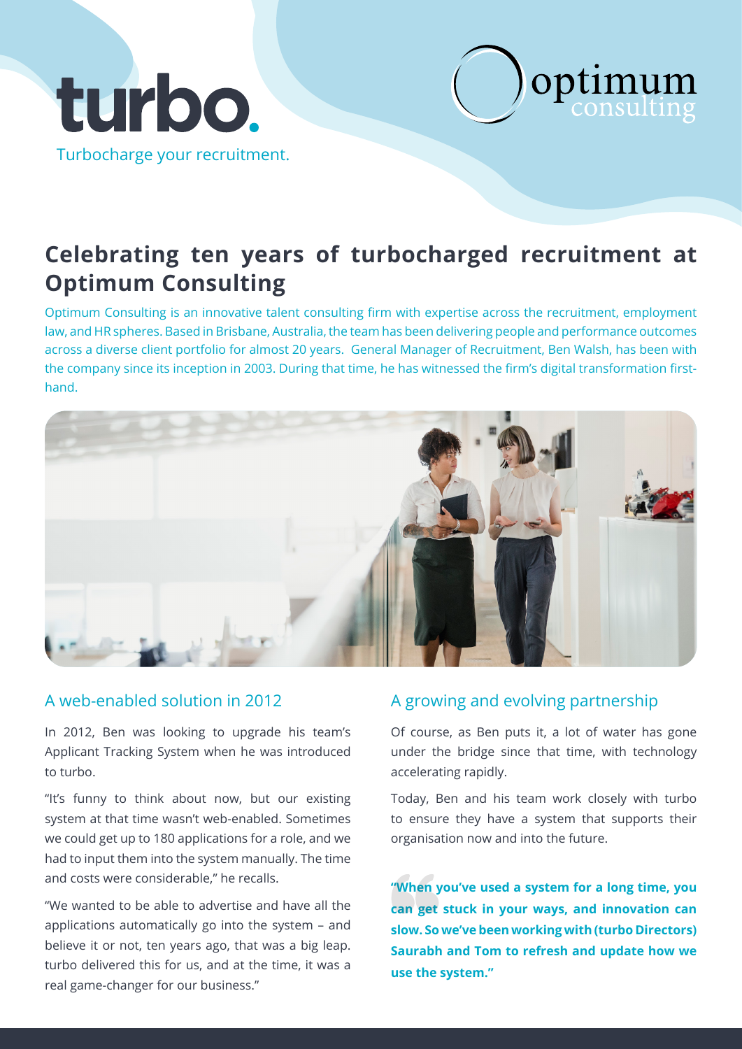turbo.

Turbocharge your recruitment.

optimum consulting

# Celebrating ten years of turbocharged recruitment at Optimum Consulting

Optimum Consulting is an innovative talent consulting firm with expertise across the recruitment, employment law, and HR spheres. Based in Brisbane, Australia, the team has been delivering people and performance outcomes across a diverse client portfolio for almost 20 years. General Manager of Recruitment, Ben Walsh, has been with the company since its inception in 2003. During that time, he has witnessed the firm's digital transformation first-hand.

## A web-enabled solution in 2012

In 2012, Ben was looking to upgrade his team's Applicant Tracking System when he was introduced to turbo.

"It's funny to think about now, but our existing system at that time wasn't web-enabled. Sometimes we could get up to 180 applications for a role, and we had to input them into the system manually. The time and costs were considerable," he recalls.

"We wanted to be able to advertise and have all the applications automatically go into the system – and believe it or not, ten years ago, that was a big leap. turbo delivered this for us, and at the time, it was a real game-changer for our business."

## A growing and evolving partnership

Of course, as Ben puts it, a lot of water has gone under the bridge since that time, with technology accelerating rapidly.

Today, Ben and his team work closely with turbo to ensure they have a system that supports their organisation now and into the future.

**"When you've used a system for a long time, you can get stuck in your ways, and innovation can slow. So we've been working with (turbo Directors) Saurabh and Tom to refresh and update how we use the system."**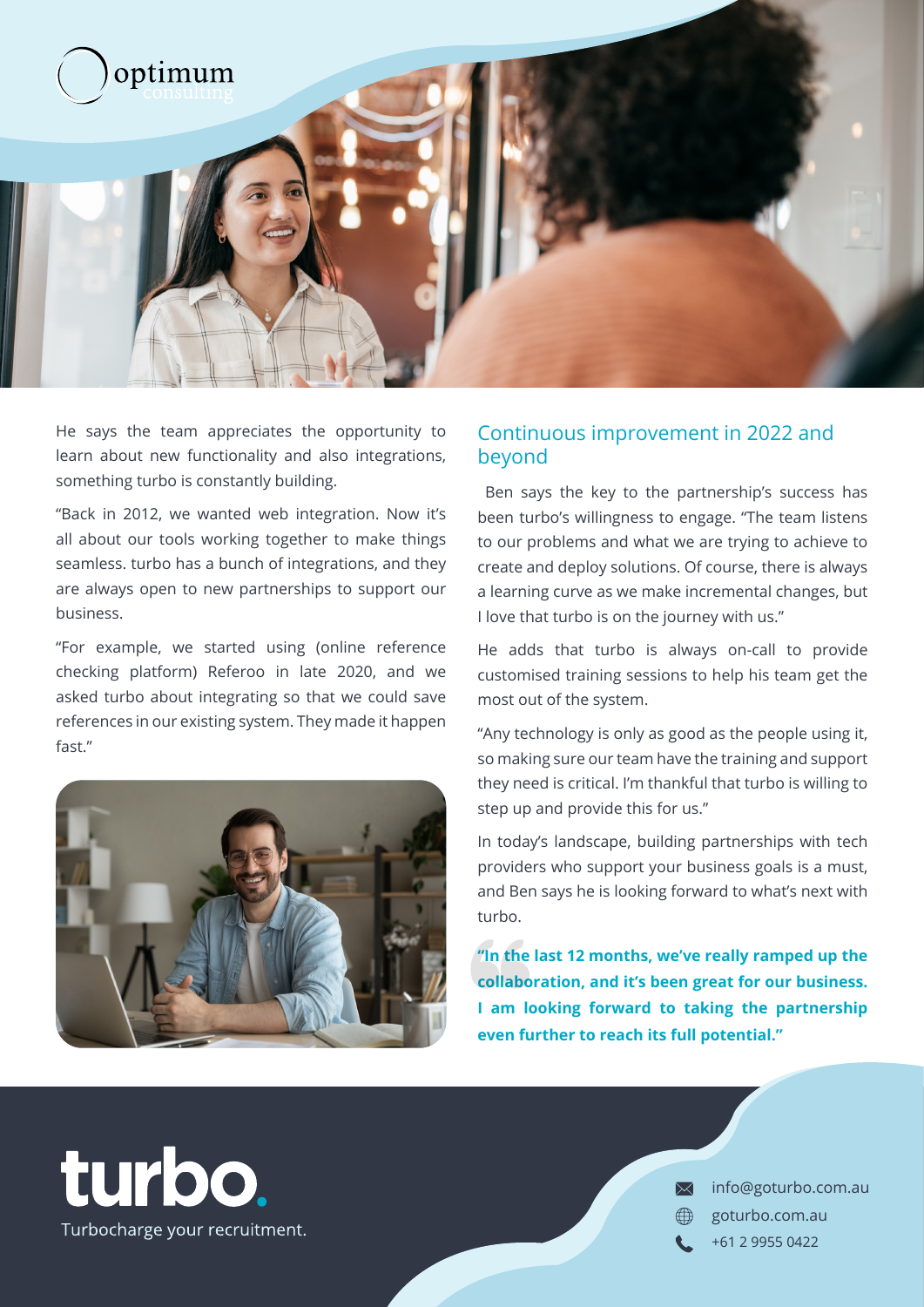optimum consulting

He says the team appreciates the opportunity to learn about new functionality and also integrations, something turbo is constantly building.

"Back in 2012, we wanted web integration. Now it's all about our tools working together to make things seamless. turbo has a bunch of integrations, and they are always open to new partnerships to support our business.

"For example, we started using (online reference checking platform) Referoo in late 2020, and we asked turbo about integrating so that we could save references in our existing system. They made it happen fast."

## Continuous improvement in 2022 and beyond

Ben says the key to the partnership's success has been turbo's willingness to engage. "The team listens to our problems and what we are trying to achieve to create and deploy solutions. Of course, there is always a learning curve as we make incremental changes, but I love that turbo is on the journey with us."

He adds that turbo is always on-call to provide customised training sessions to help his team get the most out of the system.

"Any technology is only as good as the people using it, so making sure our team have the training and support they need is critical. I'm thankful that turbo is willing to step up and provide this for us."

In today's landscape, building partnerships with tech providers who support your business goals is a must, and Ben says he is looking forward to what's next with turbo.

> **"In the last 12 months, we've really ramped up the collaboration, and it's been great for our business. I am looking forward to taking the partnership even further to reach its full potential."**

**turbo.**

Turbocharge your recruitment.

info@goturbo.com.au
goturbo.com.au
+61 2 9955 0422